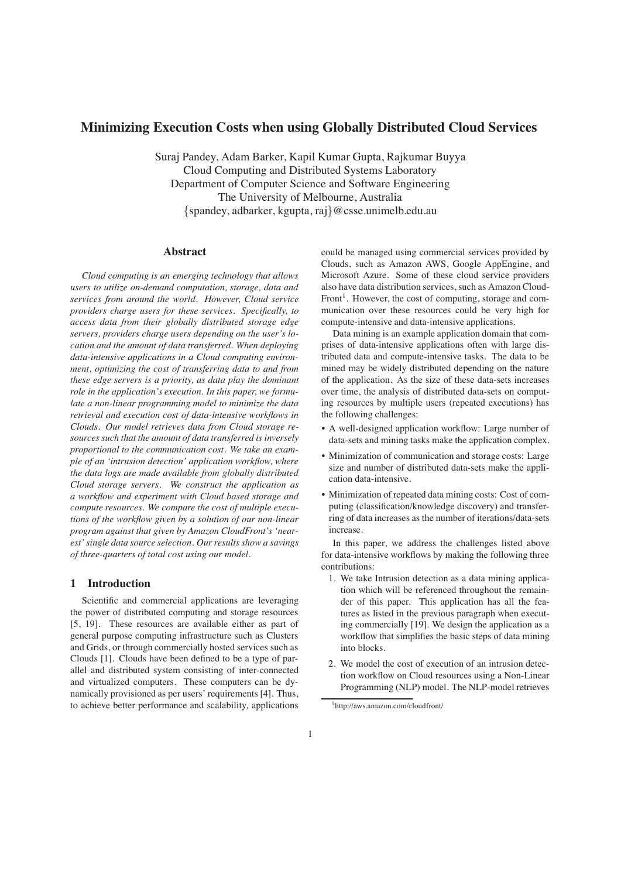# Minimizing Execution Costs when using Globally Distributed Cloud Services

Suraj Pandey, Adam Barker, Kapil Kumar Gupta, Rajkumar Buyya
Cloud Computing and Distributed Systems Laboratory
Department of Computer Science and Software Engineering
The University of Melbourne, Australia
{spandey, adbarker, kgupta, raj}@csse.unimelb.edu.au

## Abstract

*Cloud computing is an emerging technology that allows users to utilize on-demand computation, storage, data and services from around the world. However, Cloud service providers charge users for these services. Specifically, to access data from their globally distributed storage edge servers, providers charge users depending on the user's location and the amount of data transferred. When deploying data-intensive applications in a Cloud computing environment, optimizing the cost of transferring data to and from these edge servers is a priority, as data play the dominant role in the application's execution. In this paper, we formulate a non-linear programming model to minimize the data retrieval and execution cost of data-intensive workflows in Clouds. Our model retrieves data from Cloud storage resources such that the amount of data transferred is inversely proportional to the communication cost. We take an example of an 'intrusion detection' application workflow, where the data logs are made available from globally distributed Cloud storage servers. We construct the application as a workflow and experiment with Cloud based storage and compute resources. We compare the cost of multiple executions of the workflow given by a solution of our non-linear program against that given by Amazon CloudFront's 'nearest' single data source selection. Our results show a savings of three-quarters of total cost using our model.*

## 1 Introduction

Scientific and commercial applications are leveraging the power of distributed computing and storage resources [5, 19]. These resources are available either as part of general purpose computing infrastructure such as Clusters and Grids, or through commercially hosted services such as Clouds [1]. Clouds have been defined to be a type of parallel and distributed system consisting of inter-connected and virtualized computers. These computers can be dynamically provisioned as per users' requirements [4]. Thus, to achieve better performance and scalability, applications could be managed using commercial services provided by Clouds, such as Amazon AWS, Google AppEngine, and Microsoft Azure. Some of these cloud service providers also have data distribution services, such as Amazon CloudFront[1]. However, the cost of computing, storage and communication over these resources could be very high for compute-intensive and data-intensive applications.

Data mining is an example application domain that comprises of data-intensive applications often with large distributed data and compute-intensive tasks. The data to be mined may be widely distributed depending on the nature of the application. As the size of these data-sets increases over time, the analysis of distributed data-sets on computing resources by multiple users (repeated executions) has the following challenges:

- A well-designed application workflow: Large number of data-sets and mining tasks make the application complex.
- Minimization of communication and storage costs: Large size and number of distributed data-sets make the application data-intensive.
- Minimization of repeated data mining costs: Cost of computing (classification/knowledge discovery) and transferring of data increases as the number of iterations/data-sets increase.

In this paper, we address the challenges listed above for data-intensive workflows by making the following three contributions:

1. We take Intrusion detection as a data mining application which will be referenced throughout the remainder of this paper. This application has all the features as listed in the previous paragraph when executing commercially [19]. We design the application as a workflow that simplifies the basic steps of data mining into blocks.
2. We model the cost of execution of an intrusion detection workflow on Cloud resources using a Non-Linear Programming (NLP) model. The NLP-model retrieves

[1] http://aws.amazon.com/cloudfront/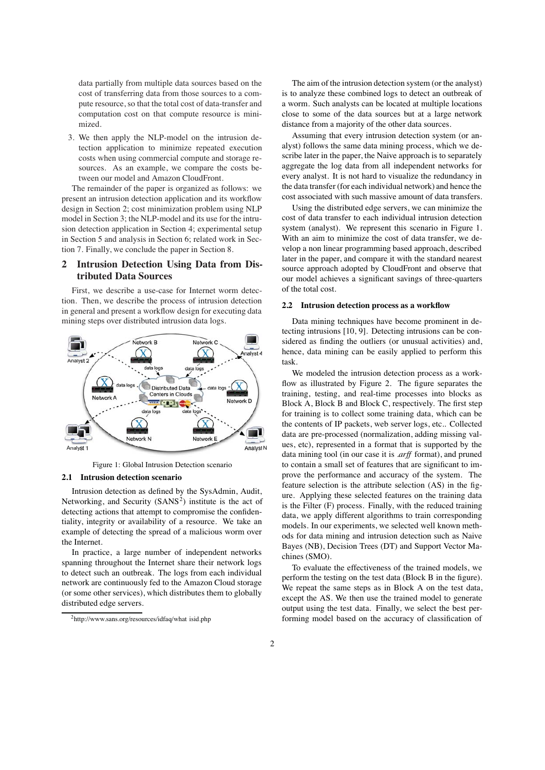data partially from multiple data sources based on the cost of transferring data from those sources to a compute resource, so that the total cost of data-transfer and computation cost on that compute resource is minimized.

3. We then apply the NLP-model on the intrusion detection application to minimize repeated execution costs when using commercial compute and storage resources. As an example, we compare the costs between our model and Amazon CloudFront.

The remainder of the paper is organized as follows: we present an intrusion detection application and its workflow design in Section 2; cost minimization problem using NLP model in Section 3; the NLP-model and its use for the intrusion detection application in Section 4; experimental setup in Section 5 and analysis in Section 6; related work in Section 7. Finally, we conclude the paper in Section 8.

## 2 Intrusion Detection Using Data from Distributed Data Sources

First, we describe a use-case for Internet worm detection. Then, we describe the process of intrusion detection in general and present a workflow design for executing data mining steps over distributed intrusion data logs.

Network B
Network C
Analyst 2
Analyst 4
data logs
data logs
Network A
data logs
Distributed Data Centers in Clouds
data logs
Network D
data logs
data logs
Network N
Network E
Analyst 1
Analyst N

Figure 1: Global Intrusion Detection scenario

### 2.1 Intrusion detection scenario

Intrusion detection as defined by the SysAdmin, Audit, Networking, and Security (SANS[2]) institute is the act of detecting actions that attempt to compromise the confidentiality, integrity or availability of a resource. We take an example of detecting the spread of a malicious worm over the Internet.

In practice, a large number of independent networks spanning throughout the Internet share their network logs to detect such an outbreak. The logs from each individual network are continuously fed to the Amazon Cloud storage (or some other services), which distributes them to globally distributed edge servers.

[2]http://www.sans.org/resources/idfaq/what isid.php

The aim of the intrusion detection system (or the analyst) is to analyze these combined logs to detect an outbreak of a worm. Such analysts can be located at multiple locations close to some of the data sources but at a large network distance from a majority of the other data sources.

Assuming that every intrusion detection system (or analyst) follows the same data mining process, which we describe later in the paper, the Naive approach is to separately aggregate the log data from all independent networks for every analyst. It is not hard to visualize the redundancy in the data transfer (for each individual network) and hence the cost associated with such massive amount of data transfers.

Using the distributed edge servers, we can minimize the cost of data transfer to each individual intrusion detection system (analyst). We represent this scenario in Figure 1. With an aim to minimize the cost of data transfer, we develop a non linear programming based approach, described later in the paper, and compare it with the standard nearest source approach adopted by CloudFront and observe that our model achieves a significant savings of three-quarters of the total cost.

### 2.2 Intrusion detection process as a workflow

Data mining techniques have become prominent in detecting intrusions [10, 9]. Detecting intrusions can be considered as finding the outliers (or unusual activities) and, hence, data mining can be easily applied to perform this task.

We modeled the intrusion detection process as a workflow as illustrated by Figure 2. The figure separates the training, testing, and real-time processes into blocks as Block A, Block B and Block C, respectively. The first step for training is to collect some training data, which can be the contents of IP packets, web server logs, etc.. Collected data are pre-processed (normalization, adding missing values, etc), represented in a format that is supported by the data mining tool (in our case it is *.arff* format), and pruned to contain a small set of features that are significant to improve the performance and accuracy of the system. The feature selection is the attribute selection (AS) in the figure. Applying these selected features on the training data is the Filter (F) process. Finally, with the reduced training data, we apply different algorithms to train corresponding models. In our experiments, we selected well known methods for data mining and intrusion detection such as Naive Bayes (NB), Decision Trees (DT) and Support Vector Machines (SMO).

To evaluate the effectiveness of the trained models, we perform the testing on the test data (Block B in the figure). We repeat the same steps as in Block A on the test data, except the AS. We then use the trained model to generate output using the test data. Finally, we select the best performing model based on the accuracy of classification of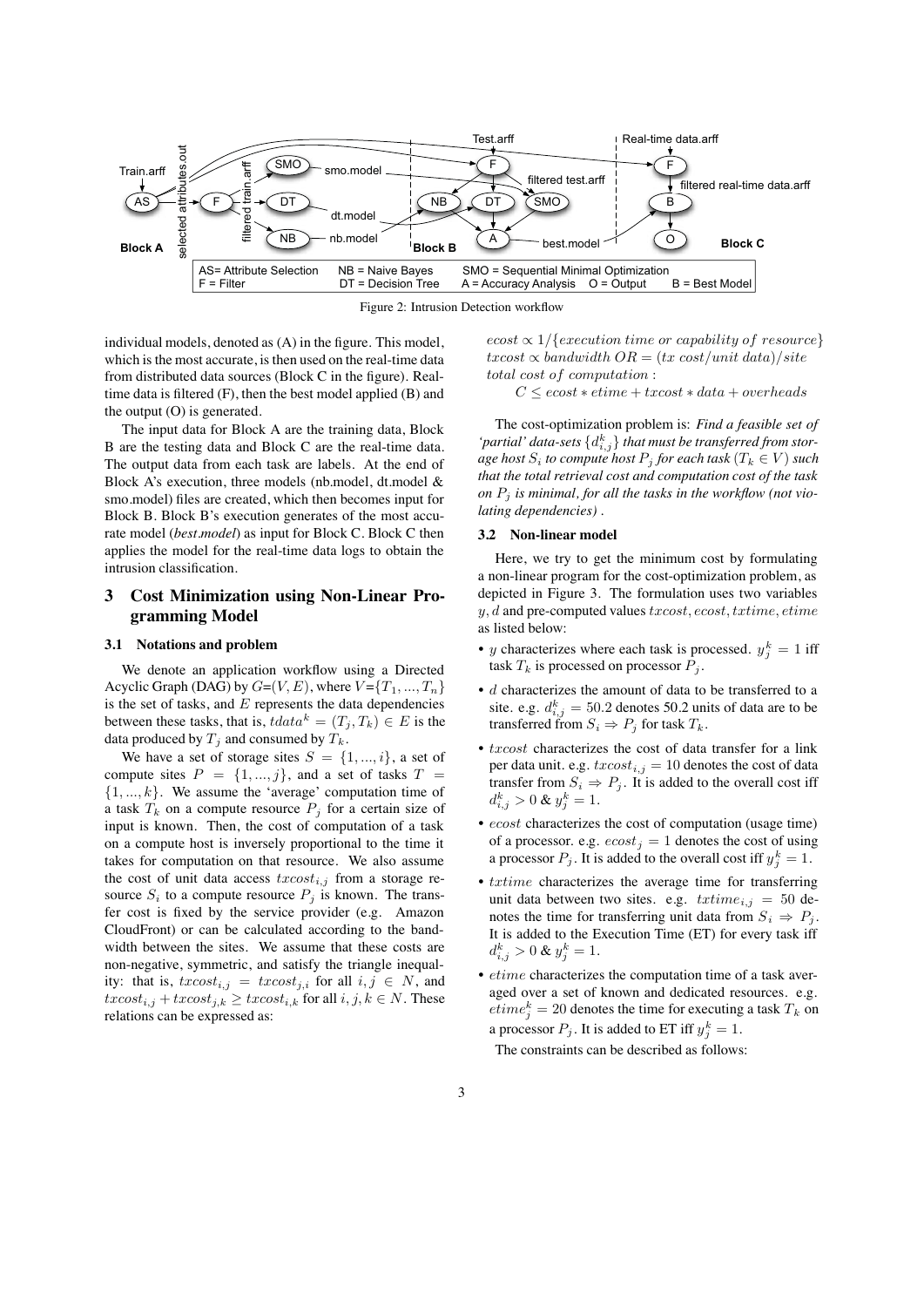Figure 2: Intrusion Detection workflow

individual models, denoted as (A) in the figure. This model, which is the most accurate, is then used on the real-time data from distributed data sources (Block C in the figure). Real-time data is filtered (F), then the best model applied (B) and the output (O) is generated.

The input data for Block A are the training data, Block B are the testing data and Block C are the real-time data. The output data from each task are labels. At the end of Block A's execution, three models (nb.model, dt.model & smo.model) files are created, which then becomes input for Block B. Block B's execution generates of the most accurate model (*best.model*) as input for Block C. Block C then applies the model for the real-time data logs to obtain the intrusion classification.

## 3 Cost Minimization using Non-Linear Programming Model

### 3.1 Notations and problem

We denote an application workflow using a Directed Acyclic Graph (DAG) by $G$=$(V, E)$, where $V$=$\{T_1, ..., T_n\}$ is the set of tasks, and $E$ represents the data dependencies between these tasks, that is, $tdata^k = (T_j, T_k) \in E$ is the data produced by $T_j$ and consumed by $T_k$.

We have a set of storage sites $S = \{1, ..., i\}$, a set of compute sites $P = \{1, ..., j\}$, and a set of tasks $T = \{1, ..., k\}$. We assume the 'average' computation time of a task $T_k$ on a compute resource $P_j$ for a certain size of input is known. Then, the cost of computation of a task on a compute host is inversely proportional to the time it takes for computation on that resource. We also assume the cost of unit data access $txcost_{i,j}$ from a storage resource $S_i$ to a compute resource $P_j$ is known. The transfer cost is fixed by the service provider (e.g. Amazon CloudFront) or can be calculated according to the bandwidth between the sites. We assume that these costs are non-negative, symmetric, and satisfy the triangle inequality: that is, $txcost_{i,j} = txcost_{j,i}$ for all $i, j \in N$, and $txcost_{i,j} + txcost_{j,k} \geq txcost_{i,k}$ for all $i, j, k \in N$. These relations can be expressed as:

$ecost \propto 1/\{execution\ time\ or\ capability\ of\ resource\}$
$txcost \propto bandwidth\ OR = (tx\ cost/unit\ data)/site$
$total\ cost\ of\ computation:$

$$C \leq ecost * etime + txcost * data + overheads$$

The cost-optimization problem is: *Find a feasible set of 'partial' data-sets $\{d^k_{i,j}\}$ that must be transferred from storage host $S_i$ to compute host $P_j$ for each task ($T_k \in V$) such that the total retrieval cost and computation cost of the task on $P_j$ is minimal, for all the tasks in the workflow (not violating dependencies)* .

### 3.2 Non-linear model

Here, we try to get the minimum cost by formulating a non-linear program for the cost-optimization problem, as depicted in Figure 3. The formulation uses two variables $y, d$ and pre-computed values $txcost, ecost, txtime, etime$ as listed below:

- $y$ characterizes where each task is processed. $y^k_j = 1$ iff task $T_k$ is processed on processor $P_j$.
- $d$ characterizes the amount of data to be transferred to a site. e.g. $d^k_{i,j} = 50.2$ denotes 50.2 units of data are to be transferred from $S_i \Rightarrow P_j$ for task $T_k$.
- $txcost$ characterizes the cost of data transfer for a link per data unit. e.g. $txcost_{i,j} = 10$ denotes the cost of data transfer from $S_i \Rightarrow P_j$. It is added to the overall cost iff $d^k_{i,j} > 0$ & $y^k_j = 1$.
- $ecost$ characterizes the cost of computation (usage time) of a processor. e.g. $ecost_j = 1$ denotes the cost of using a processor $P_j$. It is added to the overall cost iff $y^k_j = 1$.
- $txtime$ characterizes the average time for transferring unit data between two sites. e.g. $txtime_{i,j} = 50$ denotes the time for transferring unit data from $S_i \Rightarrow P_j$. It is added to the Execution Time (ET) for every task iff $d^k_{i,j} > 0$ & $y^k_j = 1$.
- $etime$ characterizes the computation time of a task averaged over a set of known and dedicated resources. e.g. $etime^k_j = 20$ denotes the time for executing a task $T_k$ on a processor $P_j$. It is added to ET iff $y^k_j = 1$.

The constraints can be described as follows: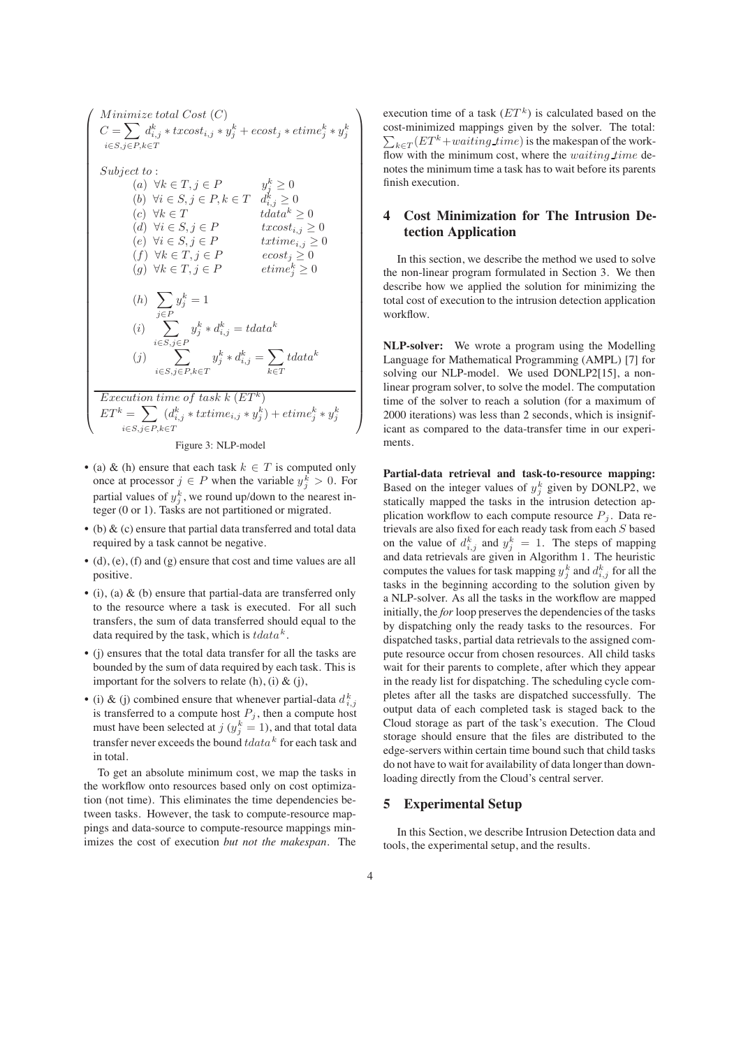$$
\left(
\begin{array}{l}
Minimize\ total\ Cost\ (C) \\
C = \sum_{i \in S, j \in P, k \in T} d_{i,j}^k * txcost_{i,j} * y_j^k + ecost_j * etime_j^k * y_j^k \\
\\
Subject\ to: \\
\quad (a)\ \forall k \in T, j \in P \qquad y_j^k \geq 0 \\
\quad (b)\ \forall i \in S, j \in P, k \in T \quad d_{i,j}^k \geq 0 \\
\quad (c)\ \forall k \in T \qquad tdata^k \geq 0 \\
\quad (d)\ \forall i \in S, j \in P \qquad txcost_{i,j} \geq 0 \\
\quad (e)\ \forall i \in S, j \in P \qquad txtime_{i,j} \geq 0 \\
\quad (f)\ \forall k \in T, j \in P \qquad ecost_j \geq 0 \\
\quad (g)\ \forall k \in T, j \in P \qquad etime_j^k \geq 0 \\
\\
\quad (h)\ \sum_{j \in P} y_j^k = 1 \\
\quad (i)\ \sum_{i \in S, j \in P} y_j^k * d_{i,j}^k = tdata^k \\
\quad (j)\ \sum_{i \in S, j \in P, k \in T} y_j^k * d_{i,j}^k = \sum_{k \in T} tdata^k \\
\hline
Execution\ time\ of\ task\ k\ (ET^k) \\
ET^k = \sum_{i \in S, j \in P, k \in T} (d_{i,j}^k * txtime_{i,j} * y_j^k) + etime_j^k * y_j^k
\end{array}
\right)
$$

Figure 3: NLP-model

- (a) & (h) ensure that each task $k \in T$ is computed only once at processor $j \in P$ when the variable $y_j^k > 0$. For partial values of $y_j^k$, we round up/down to the nearest integer (0 or 1). Tasks are not partitioned or migrated.
- (b) & (c) ensure that partial data transferred and total data required by a task cannot be negative.
- (d), (e), (f) and (g) ensure that cost and time values are all positive.
- (i), (a) & (b) ensure that partial-data are transferred only to the resource where a task is executed. For all such transfers, the sum of data transferred should equal to the data required by the task, which is $tdata^k$.
- (j) ensures that the total data transfer for all the tasks are bounded by the sum of data required by each task. This is important for the solvers to relate (h), (i) & (j),
- (i) & (j) combined ensure that whenever partial-data $d_{i,j}^k$ is transferred to a compute host $P_j$, then a compute host must have been selected at $j$ ($y_j^k = 1$), and that total data transfer never exceeds the bound $tdata^k$ for each task and in total.

To get an absolute minimum cost, we map the tasks in the workflow onto resources based only on cost optimization (not time). This eliminates the time dependencies between tasks. However, the task to compute-resource mappings and data-source to compute-resource mappings minimizes the cost of execution *but not the makespan*. The execution time of a task ($ET^k$) is calculated based on the cost-minimized mappings given by the solver. The total: $\sum_{k \in T}(ET^k + waiting\_time)$ is the makespan of the workflow with the minimum cost, where the $waiting\_time$ denotes the minimum time a task has to wait before its parents finish execution.

## 4 Cost Minimization for The Intrusion Detection Application

In this section, we describe the method we used to solve the non-linear program formulated in Section 3. We then describe how we applied the solution for minimizing the total cost of execution to the intrusion detection application workflow.

**NLP-solver:** We wrote a program using the Modelling Language for Mathematical Programming (AMPL) [7] for solving our NLP-model. We used DONLP2[15], a non-linear program solver, to solve the model. The computation time of the solver to reach a solution (for a maximum of 2000 iterations) was less than 2 seconds, which is insignificant as compared to the data-transfer time in our experiments.

**Partial-data retrieval and task-to-resource mapping:** Based on the integer values of $y_j^k$ given by DONLP2, we statically mapped the tasks in the intrusion detection application workflow to each compute resource $P_j$. Data retrievals are also fixed for each ready task from each $S$ based on the value of $d_{i,j}^k$ and $y_j^k = 1$. The steps of mapping and data retrievals are given in Algorithm 1. The heuristic computes the values for task mapping $y_j^k$ and $d_{i,j}^k$ for all the tasks in the beginning according to the solution given by a NLP-solver. As all the tasks in the workflow are mapped initially, the *for* loop preserves the dependencies of the tasks by dispatching only the ready tasks to the resources. For dispatched tasks, partial data retrievals to the assigned compute resource occur from chosen resources. All child tasks wait for their parents to complete, after which they appear in the ready list for dispatching. The scheduling cycle completes after all the tasks are dispatched successfully. The output data of each completed task is staged back to the Cloud storage as part of the task's execution. The Cloud storage should ensure that the files are distributed to the edge-servers within certain time bound such that child tasks do not have to wait for availability of data longer than downloading directly from the Cloud's central server.

## 5 Experimental Setup

In this Section, we describe Intrusion Detection data and tools, the experimental setup, and the results.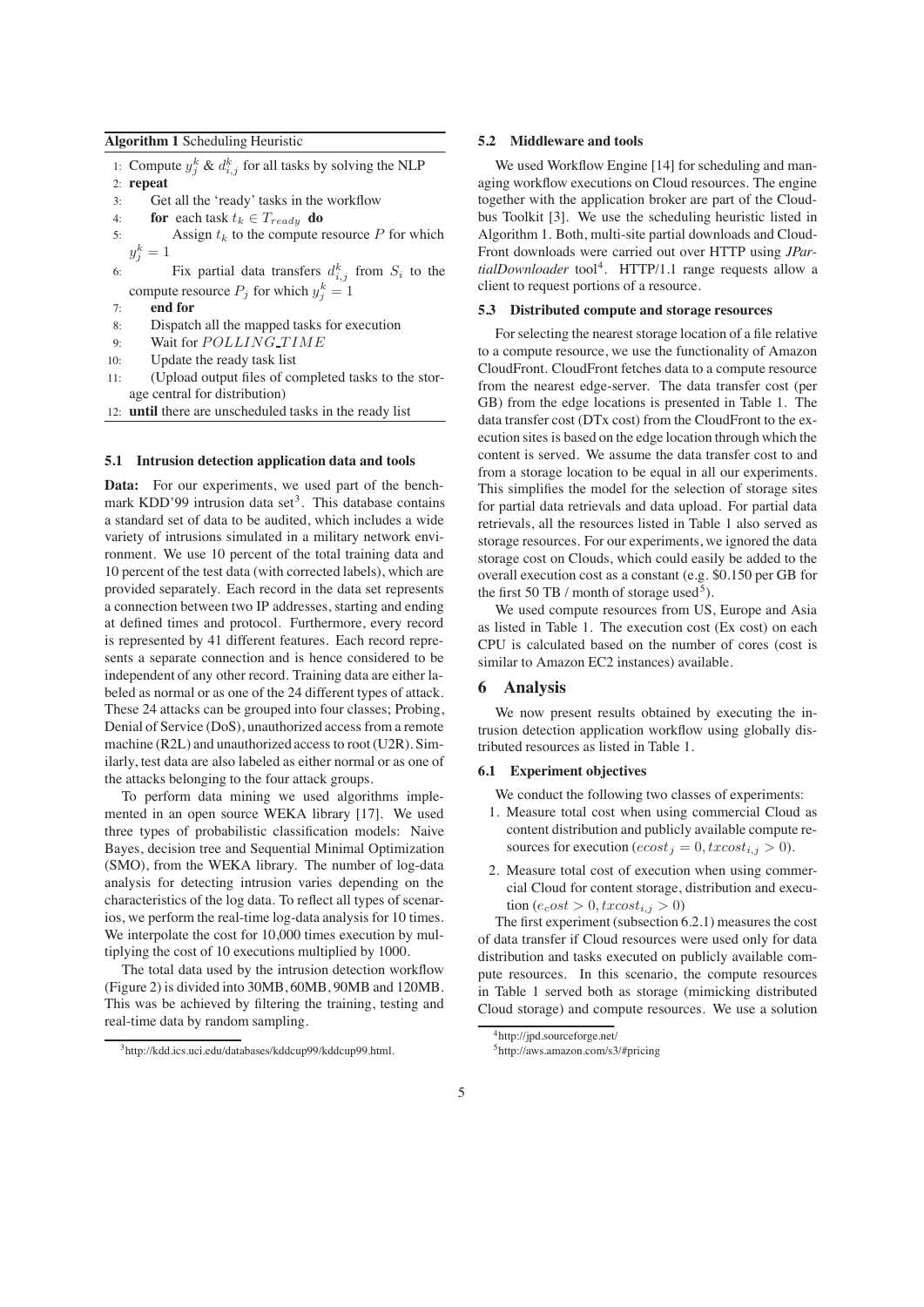**Algorithm 1** Scheduling Heuristic

```
1: Compute y_j^k & d_{i,j}^k for all tasks by solving the NLP
2: repeat
3:     Get all the 'ready' tasks in the workflow
4:     for each task t_k ∈ T_ready do
5:         Assign t_k to the compute resource P for which y_j^k = 1
6:         Fix partial data transfers d_{i,j}^k from S_i to the compute resource P_j for which y_j^k = 1
7:     end for
8:     Dispatch all the mapped tasks for execution
9:     Wait for POLLING_TIME
10:    Update the ready task list
11:    (Upload output files of completed tasks to the storage central for distribution)
12: until there are unscheduled tasks in the ready list
```

### 5.1 Intrusion detection application data and tools

**Data:** For our experiments, we used part of the benchmark KDD'99 intrusion data set[3]. This database contains a standard set of data to be audited, which includes a wide variety of intrusions simulated in a military network environment. We use 10 percent of the total training data and 10 percent of the test data (with corrected labels), which are provided separately. Each record in the data set represents a connection between two IP addresses, starting and ending at defined times and protocol. Furthermore, every record is represented by 41 different features. Each record represents a separate connection and is hence considered to be independent of any other record. Training data are either labeled as normal or as one of the 24 different types of attack. These 24 attacks can be grouped into four classes; Probing, Denial of Service (DoS), unauthorized access from a remote machine (R2L) and unauthorized access to root (U2R). Similarly, test data are also labeled as either normal or as one of the attacks belonging to the four attack groups.

To perform data mining we used algorithms implemented in an open source WEKA library [17]. We used three types of probabilistic classification models: Naive Bayes, decision tree and Sequential Minimal Optimization (SMO), from the WEKA library. The number of log-data analysis for detecting intrusion varies depending on the characteristics of the log data. To reflect all types of scenarios, we perform the real-time log-data analysis for 10 times. We interpolate the cost for 10,000 times execution by multiplying the cost of 10 executions multiplied by 1000.

The total data used by the intrusion detection workflow (Figure 2) is divided into 30MB, 60MB, 90MB and 120MB. This was be achieved by filtering the training, testing and real-time data by random sampling.

[3] http://kdd.ics.uci.edu/databases/kddcup99/kddcup99.html.

### 5.2 Middleware and tools

We used Workflow Engine [14] for scheduling and managing workflow executions on Cloud resources. The engine together with the application broker are part of the Cloudbus Toolkit [3]. We use the scheduling heuristic listed in Algorithm 1. Both, multi-site partial downloads and CloudFront downloads were carried out over HTTP using *JPartialDownloader* tool[4]. HTTP/1.1 range requests allow a client to request portions of a resource.

### 5.3 Distributed compute and storage resources

For selecting the nearest storage location of a file relative to a compute resource, we use the functionality of Amazon CloudFront. CloudFront fetches data to a compute resource from the nearest edge-server. The data transfer cost (per GB) from the edge locations is presented in Table 1. The data transfer cost (DTx cost) from the CloudFront to the execution sites is based on the edge location through which the content is served. We assume the data transfer cost to and from a storage location to be equal in all our experiments. This simplifies the model for the selection of storage sites for partial data retrievals and data upload. For partial data retrievals, all the resources listed in Table 1 also served as storage resources. For our experiments, we ignored the data storage cost on Clouds, which could easily be added to the overall execution cost as a constant (e.g. \$0.150 per GB for the first 50 TB / month of storage used[5]).

We used compute resources from US, Europe and Asia as listed in Table 1. The execution cost (Ex cost) on each CPU is calculated based on the number of cores (cost is similar to Amazon EC2 instances) available.

## 6 Analysis

We now present results obtained by executing the intrusion detection application workflow using globally distributed resources as listed in Table 1.

### 6.1 Experiment objectives

We conduct the following two classes of experiments:

1. Measure total cost when using commercial Cloud as content distribution and publicly available compute resources for execution ($ecost_j = 0, txcost_{i,j} > 0$).
2. Measure total cost of execution when using commercial Cloud for content storage, distribution and execution ($e_cost > 0, txcost_{i,j} > 0$)

The first experiment (subsection 6.2.1) measures the cost of data transfer if Cloud resources were used only for data distribution and tasks executed on publicly available compute resources. In this scenario, the compute resources in Table 1 served both as storage (mimicking distributed Cloud storage) and compute resources. We use a solution

[4] http://jpd.sourceforge.net/

[5] http://aws.amazon.com/s3/#pricing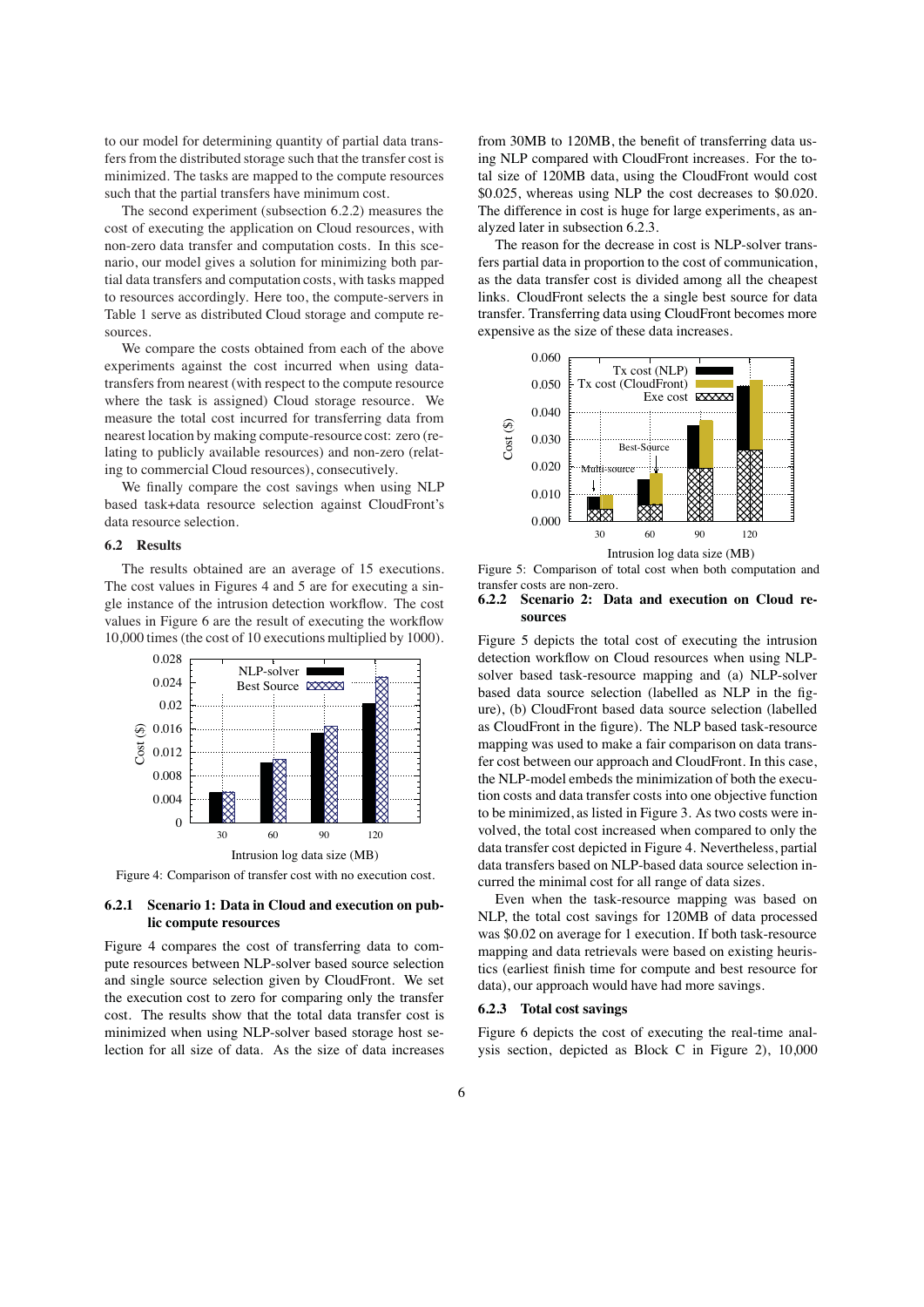to our model for determining quantity of partial data transfers from the distributed storage such that the transfer cost is minimized. The tasks are mapped to the compute resources such that the partial transfers have minimum cost.

The second experiment (subsection 6.2.2) measures the cost of executing the application on Cloud resources, with non-zero data transfer and computation costs. In this scenario, our model gives a solution for minimizing both partial data transfers and computation costs, with tasks mapped to resources accordingly. Here too, the compute-servers in Table 1 serve as distributed Cloud storage and compute resources.

We compare the costs obtained from each of the above experiments against the cost incurred when using data-transfers from nearest (with respect to the compute resource where the task is assigned) Cloud storage resource. We measure the total cost incurred for transferring data from nearest location by making compute-resource cost: zero (relating to publicly available resources) and non-zero (relating to commercial Cloud resources), consecutively.

We finally compare the cost savings when using NLP based task+data resource selection against CloudFront's data resource selection.

## 6.2 Results

The results obtained are an average of 15 executions. The cost values in Figures 4 and 5 are for executing a single instance of the intrusion detection workflow. The cost values in Figure 6 are the result of executing the workflow 10,000 times (the cost of 10 executions multiplied by 1000).

Figure 4: Comparison of transfer cost with no execution cost.

### 6.2.1 Scenario 1: Data in Cloud and execution on public compute resources

Figure 4 compares the cost of transferring data to compute resources between NLP-solver based source selection and single source selection given by CloudFront. We set the execution cost to zero for comparing only the transfer cost. The results show that the total data transfer cost is minimized when using NLP-solver based storage host selection for all size of data. As the size of data increases from 30MB to 120MB, the benefit of transferring data using NLP compared with CloudFront increases. For the total size of 120MB data, using the CloudFront would cost \$0.025, whereas using NLP the cost decreases to \$0.020. The difference in cost is huge for large experiments, as analyzed later in subsection 6.2.3.

The reason for the decrease in cost is NLP-solver transfers partial data in proportion to the cost of communication, as the data transfer cost is divided among all the cheapest links. CloudFront selects the a single best source for data transfer. Transferring data using CloudFront becomes more expensive as the size of these data increases.

Figure 5: Comparison of total cost when both computation and transfer costs are non-zero.

### 6.2.2 Scenario 2: Data and execution on Cloud resources

Figure 5 depicts the total cost of executing the intrusion detection workflow on Cloud resources when using NLP-solver based task-resource mapping and (a) NLP-solver based data source selection (labelled as NLP in the figure), (b) CloudFront based data source selection (labelled as CloudFront in the figure). The NLP based task-resource mapping was used to make a fair comparison on data transfer cost between our approach and CloudFront. In this case, the NLP-model embeds the minimization of both the execution costs and data transfer costs into one objective function to be minimized, as listed in Figure 3. As two costs were involved, the total cost increased when compared to only the data transfer cost depicted in Figure 4. Nevertheless, partial data transfers based on NLP-based data source selection incurred the minimal cost for all range of data sizes.

Even when the task-resource mapping was based on NLP, the total cost savings for 120MB of data processed was \$0.02 on average for 1 execution. If both task-resource mapping and data retrievals were based on existing heuristics (earliest finish time for compute and best resource for data), our approach would have had more savings.

### 6.2.3 Total cost savings

Figure 6 depicts the cost of executing the real-time analysis section, depicted as Block C in Figure 2), 10,000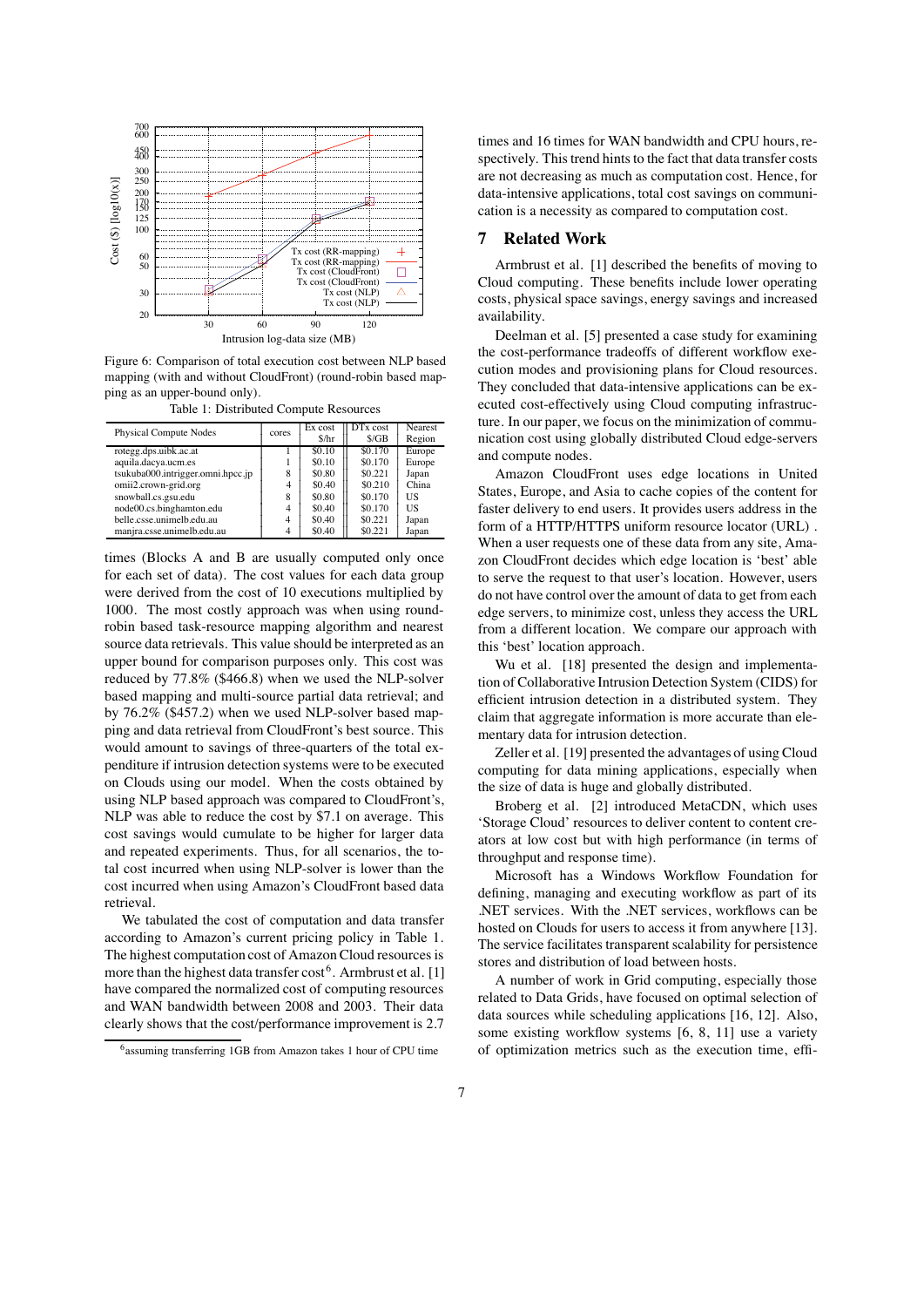Figure 6: Comparison of total execution cost between NLP based mapping (with and without CloudFront) (round-robin based mapping as an upper-bound only).

Table 1: Distributed Compute Resources

| Physical Compute Nodes | cores | Ex cost $/hr | DTx cost $/GB | Nearest Region |
|---|---|---|---|---|
| rotegg.dps.uibk.ac.at | 1 | $0.10 | $0.170 | Europe |
| aquila.dacya.ucm.es | 1 | $0.10 | $0.170 | Europe |
| tsukuba000.intrigger.omni.hpcc.jp | 8 | $0.80 | $0.221 | Japan |
| omii2.crown-grid.org | 4 | $0.40 | $0.210 | China |
| snowball.cs.gsu.edu | 8 | $0.80 | $0.170 | US |
| node00.cs.binghamton.edu | 4 | $0.40 | $0.170 | US |
| belle.csse.unimelb.edu.au | 4 | $0.40 | $0.221 | Japan |
| manjra.csse.unimelb.edu.au | 4 | $0.40 | $0.221 | Japan |

times (Blocks A and B are usually computed only once for each set of data). The cost values for each data group were derived from the cost of 10 executions multiplied by 1000. The most costly approach was when using round-robin based task-resource mapping algorithm and nearest source data retrievals. This value should be interpreted as an upper bound for comparison purposes only. This cost was reduced by 77.8% ($466.8) when we used the NLP-solver based mapping and multi-source partial data retrieval; and by 76.2% ($457.2) when we used NLP-solver based mapping and data retrieval from CloudFront's best source. This would amount to savings of three-quarters of the total expenditure if intrusion detection systems were to be executed on Clouds using our model. When the costs obtained by using NLP based approach was compared to CloudFront's, NLP was able to reduce the cost by $7.1 on average. This cost savings would cumulate to be higher for larger data and repeated experiments. Thus, for all scenarios, the total cost incurred when using NLP-solver is lower than the cost incurred when using Amazon's CloudFront based data retrieval.

We tabulated the cost of computation and data transfer according to Amazon's current pricing policy in Table 1. The highest computation cost of Amazon Cloud resources is more than the highest data transfer cost[6]. Armbrust et al. [1] have compared the normalized cost of computing resources and WAN bandwidth between 2008 and 2003. Their data clearly shows that the cost/performance improvement is 2.7 times and 16 times for WAN bandwidth and CPU hours, respectively. This trend hints to the fact that data transfer costs are not decreasing as much as computation cost. Hence, for data-intensive applications, total cost savings on communication is a necessity as compared to computation cost.

[6] assuming transferring 1GB from Amazon takes 1 hour of CPU time

## 7 Related Work

Armbrust et al. [1] described the benefits of moving to Cloud computing. These benefits include lower operating costs, physical space savings, energy savings and increased availability.

Deelman et al. [5] presented a case study for examining the cost-performance tradeoffs of different workflow execution modes and provisioning plans for Cloud resources. They concluded that data-intensive applications can be executed cost-effectively using Cloud computing infrastructure. In our paper, we focus on the minimization of communication cost using globally distributed Cloud edge-servers and compute nodes.

Amazon CloudFront uses edge locations in United States, Europe, and Asia to cache copies of the content for faster delivery to end users. It provides users address in the form of a HTTP/HTTPS uniform resource locator (URL) . When a user requests one of these data from any site, Amazon CloudFront decides which edge location is 'best' able to serve the request to that user's location. However, users do not have control over the amount of data to get from each edge servers, to minimize cost, unless they access the URL from a different location. We compare our approach with this 'best' location approach.

Wu et al. [18] presented the design and implementation of Collaborative Intrusion Detection System (CIDS) for efficient intrusion detection in a distributed system. They claim that aggregate information is more accurate than elementary data for intrusion detection.

Zeller et al. [19] presented the advantages of using Cloud computing for data mining applications, especially when the size of data is huge and globally distributed.

Broberg et al. [2] introduced MetaCDN, which uses 'Storage Cloud' resources to deliver content to content creators at low cost but with high performance (in terms of throughput and response time).

Microsoft has a Windows Workflow Foundation for defining, managing and executing workflow as part of its .NET services. With the .NET services, workflows can be hosted on Clouds for users to access it from anywhere [13]. The service facilitates transparent scalability for persistence stores and distribution of load between hosts.

A number of work in Grid computing, especially those related to Data Grids, have focused on optimal selection of data sources while scheduling applications [16, 12]. Also, some existing workflow systems [6, 8, 11] use a variety of optimization metrics such as the execution time, effi-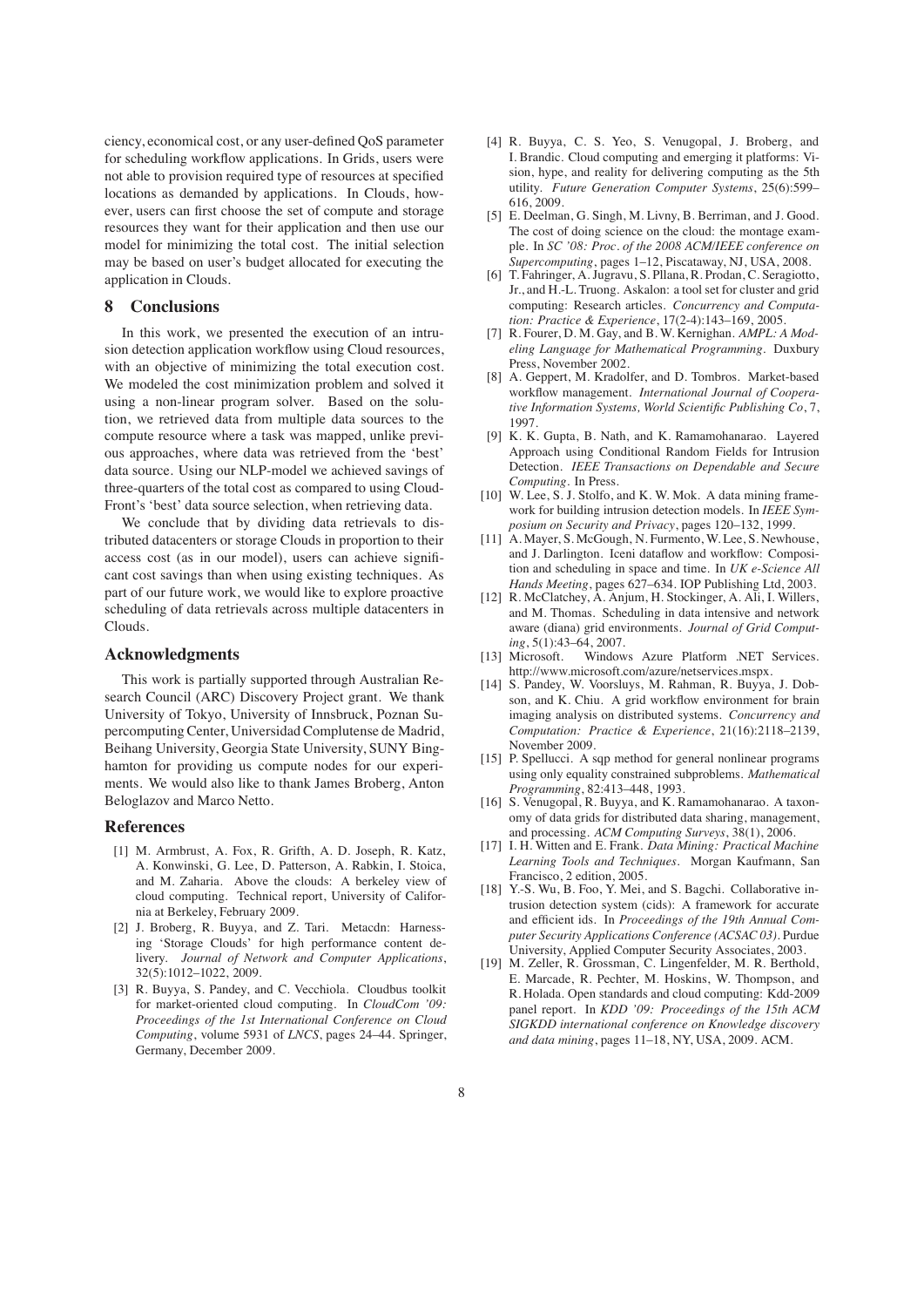ciency, economical cost, or any user-defined QoS parameter for scheduling workflow applications. In Grids, users were not able to provision required type of resources at specified locations as demanded by applications. In Clouds, however, users can first choose the set of compute and storage resources they want for their application and then use our model for minimizing the total cost. The initial selection may be based on user's budget allocated for executing the application in Clouds.

## 8 Conclusions

In this work, we presented the execution of an intrusion detection application workflow using Cloud resources, with an objective of minimizing the total execution cost. We modeled the cost minimization problem and solved it using a non-linear program solver. Based on the solution, we retrieved data from multiple data sources to the compute resource where a task was mapped, unlike previous approaches, where data was retrieved from the 'best' data source. Using our NLP-model we achieved savings of three-quarters of the total cost as compared to using CloudFront's 'best' data source selection, when retrieving data.

We conclude that by dividing data retrievals to distributed datacenters or storage Clouds in proportion to their access cost (as in our model), users can achieve significant cost savings than when using existing techniques. As part of our future work, we would like to explore proactive scheduling of data retrievals across multiple datacenters in Clouds.

## Acknowledgments

This work is partially supported through Australian Research Council (ARC) Discovery Project grant. We thank University of Tokyo, University of Innsbruck, Poznan Supercomputing Center, Universidad Complutense de Madrid, Beihang University, Georgia State University, SUNY Binghamton for providing us compute nodes for our experiments. We would also like to thank James Broberg, Anton Beloglazov and Marco Netto.

## References

[1] M. Armbrust, A. Fox, R. Grifth, A. D. Joseph, R. Katz, A. Konwinski, G. Lee, D. Patterson, A. Rabkin, I. Stoica, and M. Zaharia. Above the clouds: A berkeley view of cloud computing. Technical report, University of California at Berkeley, February 2009.

[2] J. Broberg, R. Buyya, and Z. Tari. Metacdn: Harnessing 'Storage Clouds' for high performance content delivery. *Journal of Network and Computer Applications*, 32(5):1012–1022, 2009.

[3] R. Buyya, S. Pandey, and C. Vecchiola. Cloudbus toolkit for market-oriented cloud computing. In *CloudCom '09: Proceedings of the 1st International Conference on Cloud Computing*, volume 5931 of *LNCS*, pages 24–44. Springer, Germany, December 2009.

[4] R. Buyya, C. S. Yeo, S. Venugopal, J. Broberg, and I. Brandic. Cloud computing and emerging it platforms: Vision, hype, and reality for delivering computing as the 5th utility. *Future Generation Computer Systems*, 25(6):599–616, 2009.

[5] E. Deelman, G. Singh, M. Livny, B. Berriman, and J. Good. The cost of doing science on the cloud: the montage example. In *SC '08: Proc. of the 2008 ACM/IEEE conference on Supercomputing*, pages 1–12, Piscataway, NJ, USA, 2008.

[6] T. Fahringer, A. Jugravu, S. Pllana, R. Prodan, C. Seragiotto, Jr., and H.-L. Truong. Askalon: a tool set for cluster and grid computing: Research articles. *Concurrency and Computation: Practice & Experience*, 17(2-4):143–169, 2005.

[7] R. Fourer, D. M. Gay, and B. W. Kernighan. *AMPL: A Modeling Language for Mathematical Programming*. Duxbury Press, November 2002.

[8] A. Geppert, M. Kradolfer, and D. Tombros. Market-based workflow management. *International Journal of Cooperative Information Systems, World Scientific Publishing Co*, 7, 1997.

[9] K. K. Gupta, B. Nath, and K. Ramamohanarao. Layered Approach using Conditional Random Fields for Intrusion Detection. *IEEE Transactions on Dependable and Secure Computing*. In Press.

[10] W. Lee, S. J. Stolfo, and K. W. Mok. A data mining framework for building intrusion detection models. In *IEEE Symposium on Security and Privacy*, pages 120–132, 1999.

[11] A. Mayer, S. McGough, N. Furmento, W. Lee, S. Newhouse, and J. Darlington. Iceni dataflow and workflow: Composition and scheduling in space and time. In *UK e-Science All Hands Meeting*, pages 627–634. IOP Publishing Ltd, 2003.

[12] R. McClatchey, A. Anjum, H. Stockinger, A. Ali, I. Willers, and M. Thomas. Scheduling in data intensive and network aware (diana) grid environments. *Journal of Grid Computing*, 5(1):43–64, 2007.

[13] Microsoft. Windows Azure Platform .NET Services. http://www.microsoft.com/azure/netservices.mspx.

[14] S. Pandey, W. Voorsluys, M. Rahman, R. Buyya, J. Dobson, and K. Chiu. A grid workflow environment for brain imaging analysis on distributed systems. *Concurrency and Computation: Practice & Experience*, 21(16):2118–2139, November 2009.

[15] P. Spellucci. A sqp method for general nonlinear programs using only equality constrained subproblems. *Mathematical Programming*, 82:413–448, 1993.

[16] S. Venugopal, R. Buyya, and K. Ramamohanarao. A taxonomy of data grids for distributed data sharing, management, and processing. *ACM Computing Surveys*, 38(1), 2006.

[17] I. H. Witten and E. Frank. *Data Mining: Practical Machine Learning Tools and Techniques*. Morgan Kaufmann, San Francisco, 2 edition, 2005.

[18] Y.-S. Wu, B. Foo, Y. Mei, and S. Bagchi. Collaborative intrusion detection system (cids): A framework for accurate and efficient ids. In *Proceedings of the 19th Annual Computer Security Applications Conference (ACSAC 03)*. Purdue University, Applied Computer Security Associates, 2003.

[19] M. Zeller, R. Grossman, C. Lingenfelder, M. R. Berthold, E. Marcade, R. Pechter, M. Hoskins, W. Thompson, and R. Holada. Open standards and cloud computing: Kdd-2009 panel report. In *KDD '09: Proceedings of the 15th ACM SIGKDD international conference on Knowledge discovery and data mining*, pages 11–18, NY, USA, 2009. ACM.